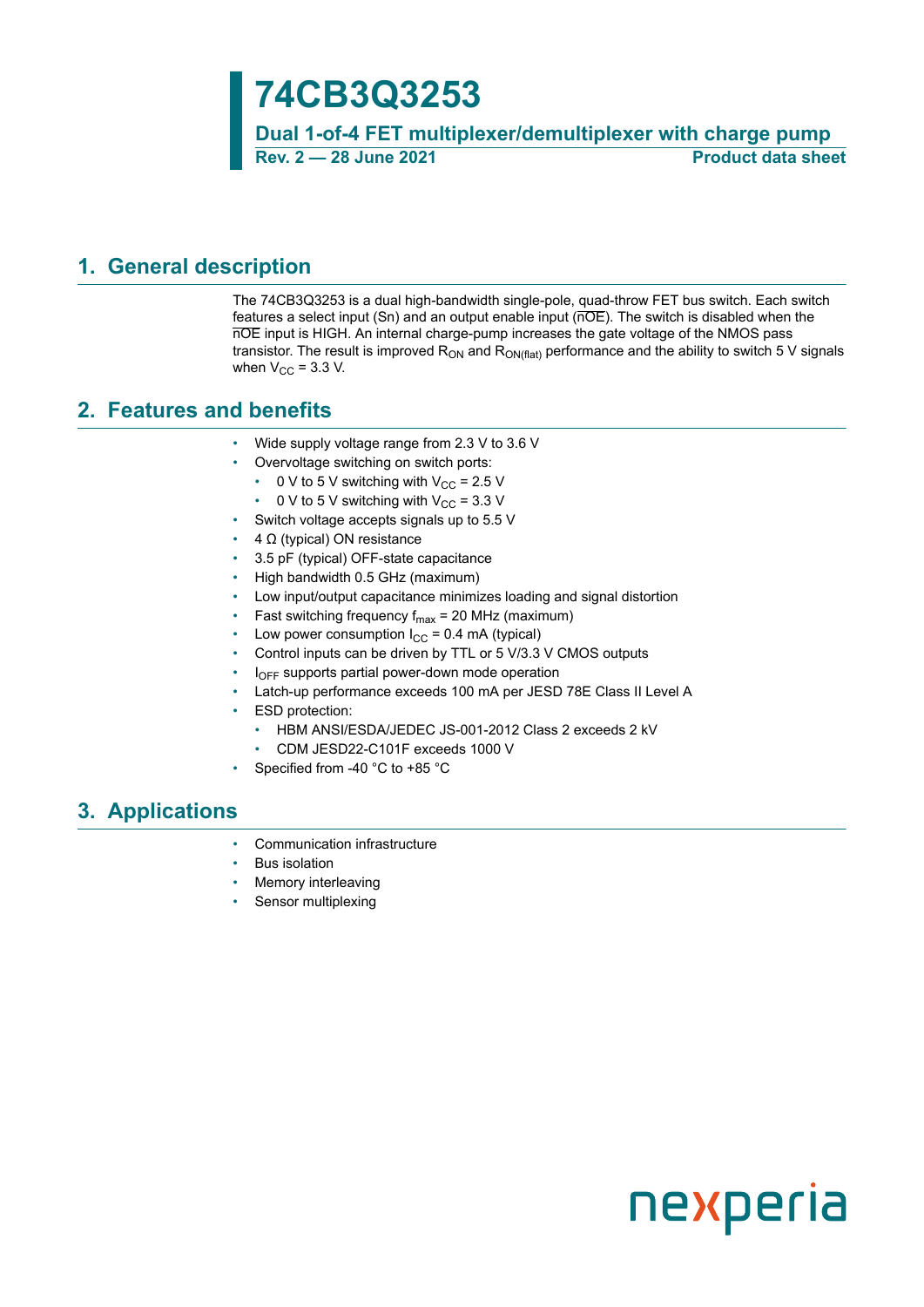# 74CB3Q3253

**Dual 1-of-4 FET multiplexer/demultiplexer with charge pump**

**Rev. 2 — 28 June 2021** **Product data sheet**

## 1. General description

The 74CB3Q3253 is a dual high-bandwidth single-pole, quad-throw FET bus switch. Each switch features a select input (Sn) and an output enable input ($\overline{nOE}$). The switch is disabled when the $\overline{nOE}$ input is HIGH. An internal charge-pump increases the gate voltage of the NMOS pass transistor. The result is improved $R_{ON}$ and $R_{ON(flat)}$ performance and the ability to switch 5 V signals when $V_{CC}$ = 3.3 V.

## 2. Features and benefits

- Wide supply voltage range from 2.3 V to 3.6 V
- Overvoltage switching on switch ports:
  - 0 V to 5 V switching with $V_{CC}$ = 2.5 V
  - 0 V to 5 V switching with $V_{CC}$ = 3.3 V
- Switch voltage accepts signals up to 5.5 V
- 4 Ω (typical) ON resistance
- 3.5 pF (typical) OFF-state capacitance
- High bandwidth 0.5 GHz (maximum)
- Low input/output capacitance minimizes loading and signal distortion
- Fast switching frequency $f_{max}$ = 20 MHz (maximum)
- Low power consumption $I_{CC}$ = 0.4 mA (typical)
- Control inputs can be driven by TTL or 5 V/3.3 V CMOS outputs
- $I_{OFF}$ supports partial power-down mode operation
- Latch-up performance exceeds 100 mA per JESD 78E Class II Level A
- ESD protection:
  - HBM ANSI/ESDA/JEDEC JS-001-2012 Class 2 exceeds 2 kV
  - CDM JESD22-C101F exceeds 1000 V
- Specified from -40 °C to +85 °C

## 3. Applications

- Communication infrastructure
- Bus isolation
- Memory interleaving
- Sensor multiplexing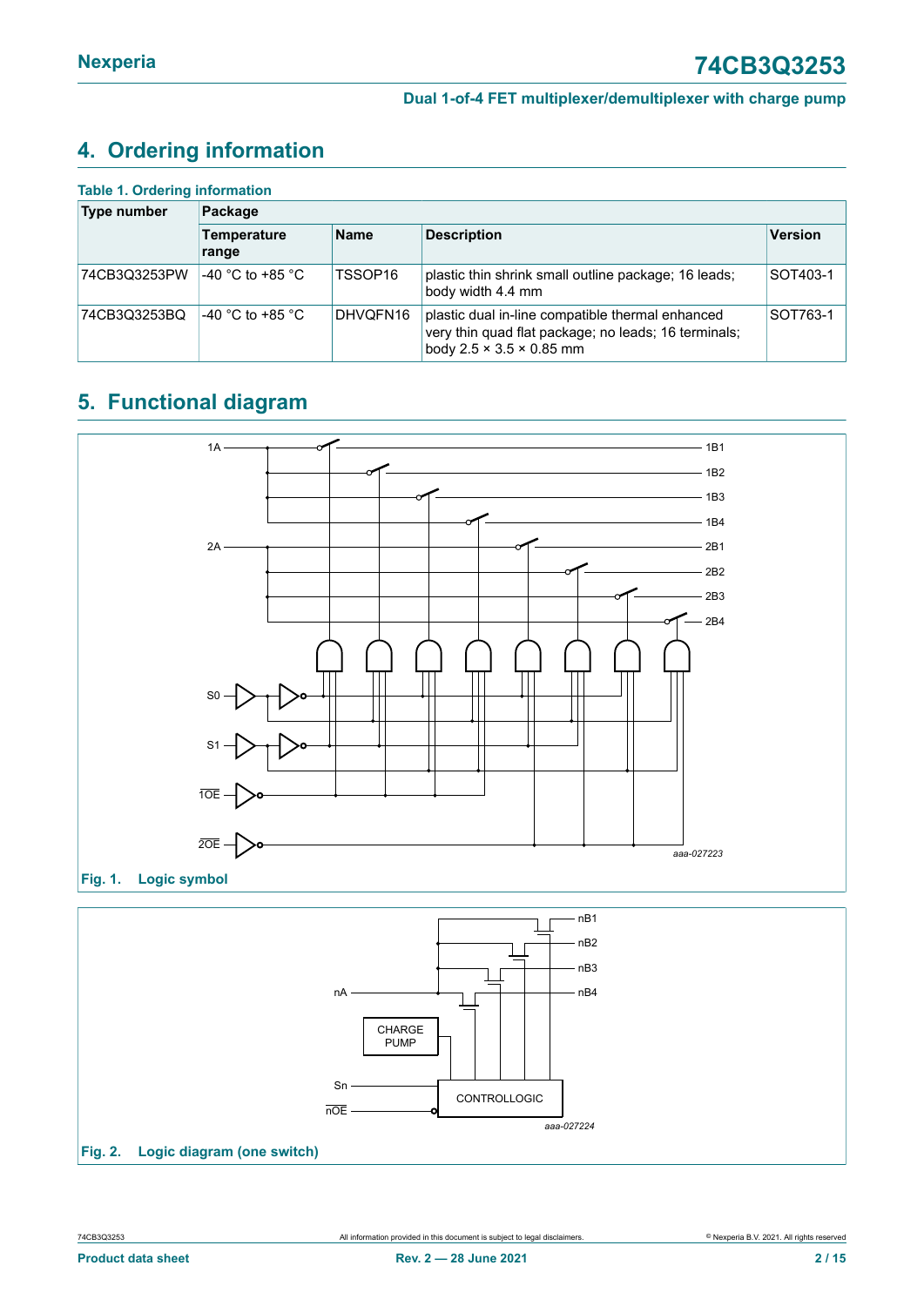## 4. Ordering information

**Table 1. Ordering information**

| Type number | Package | | | |
|---|---|---|---|---|
| | Temperature range | Name | Description | Version |
| 74CB3Q3253PW | -40 °C to +85 °C | TSSOP16 | plastic thin shrink small outline package; 16 leads; body width 4.4 mm | SOT403-1 |
| 74CB3Q3253BQ | -40 °C to +85 °C | DHVQFN16 | plastic dual in-line compatible thermal enhanced very thin quad flat package; no leads; 16 terminals; body 2.5 × 3.5 × 0.85 mm | SOT763-1 |

## 5. Functional diagram

**Fig. 1. Logic symbol**

**Fig. 2. Logic diagram (one switch)**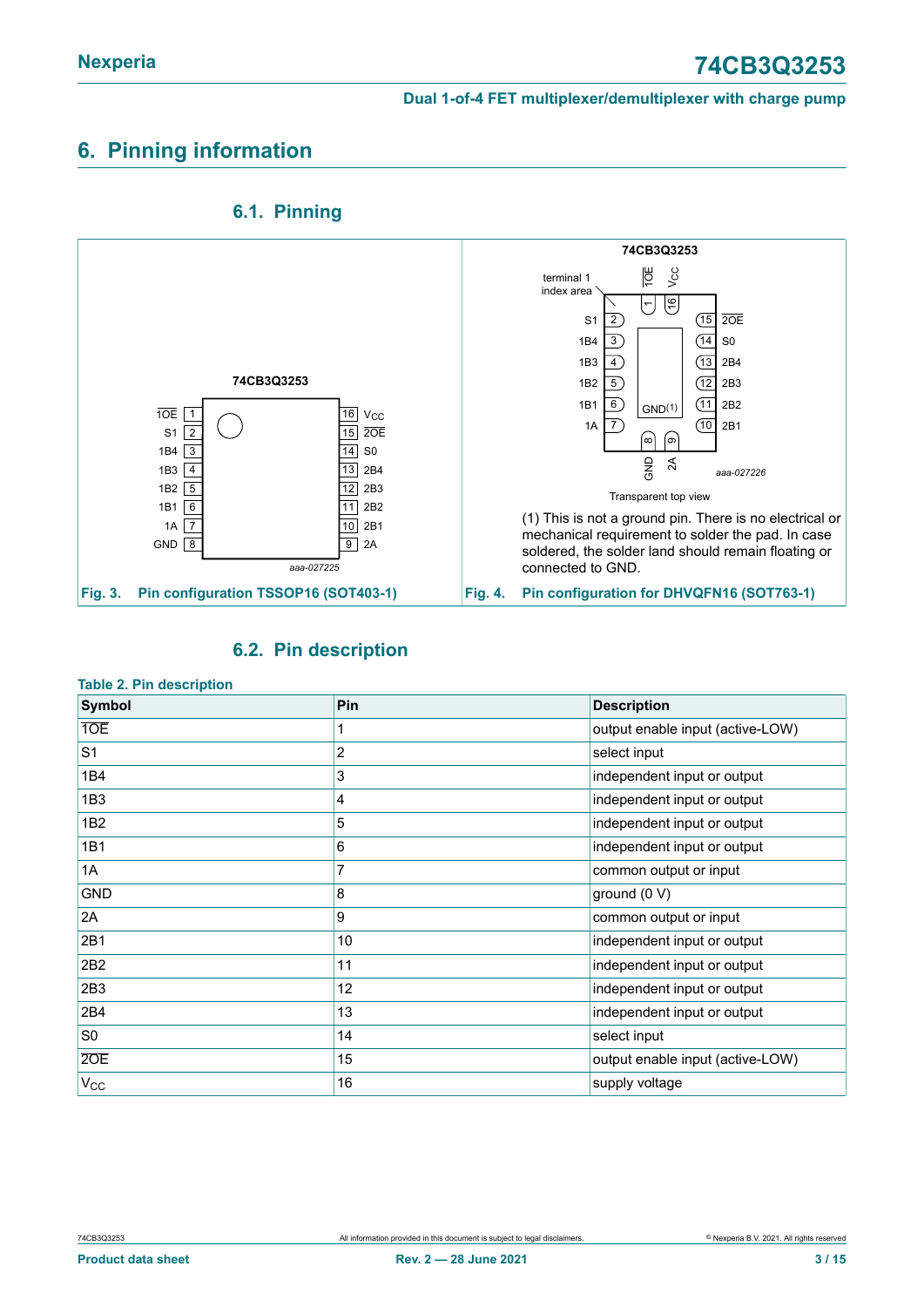# 6. Pinning information

## 6.1. Pinning

Fig. 3. Pin configuration TSSOP16 (SOT403-1)

Transparent top view

(1) This is not a ground pin. There is no electrical or mechanical requirement to solder the pad. In case soldered, the solder land should remain floating or connected to GND.

Fig. 4. Pin configuration for DHVQFN16 (SOT763-1)

## 6.2. Pin description

**Table 2. Pin description**

| Symbol | Pin | Description |
|---|---|---|
| $\overline{1OE}$ | 1 | output enable input (active-LOW) |
| S1 | 2 | select input |
| 1B4 | 3 | independent input or output |
| 1B3 | 4 | independent input or output |
| 1B2 | 5 | independent input or output |
| 1B1 | 6 | independent input or output |
| 1A | 7 | common output or input |
| GND | 8 | ground (0 V) |
| 2A | 9 | common output or input |
| 2B1 | 10 | independent input or output |
| 2B2 | 11 | independent input or output |
| 2B3 | 12 | independent input or output |
| 2B4 | 13 | independent input or output |
| S0 | 14 | select input |
| $\overline{2OE}$ | 15 | output enable input (active-LOW) |
| $V_{CC}$ | 16 | supply voltage |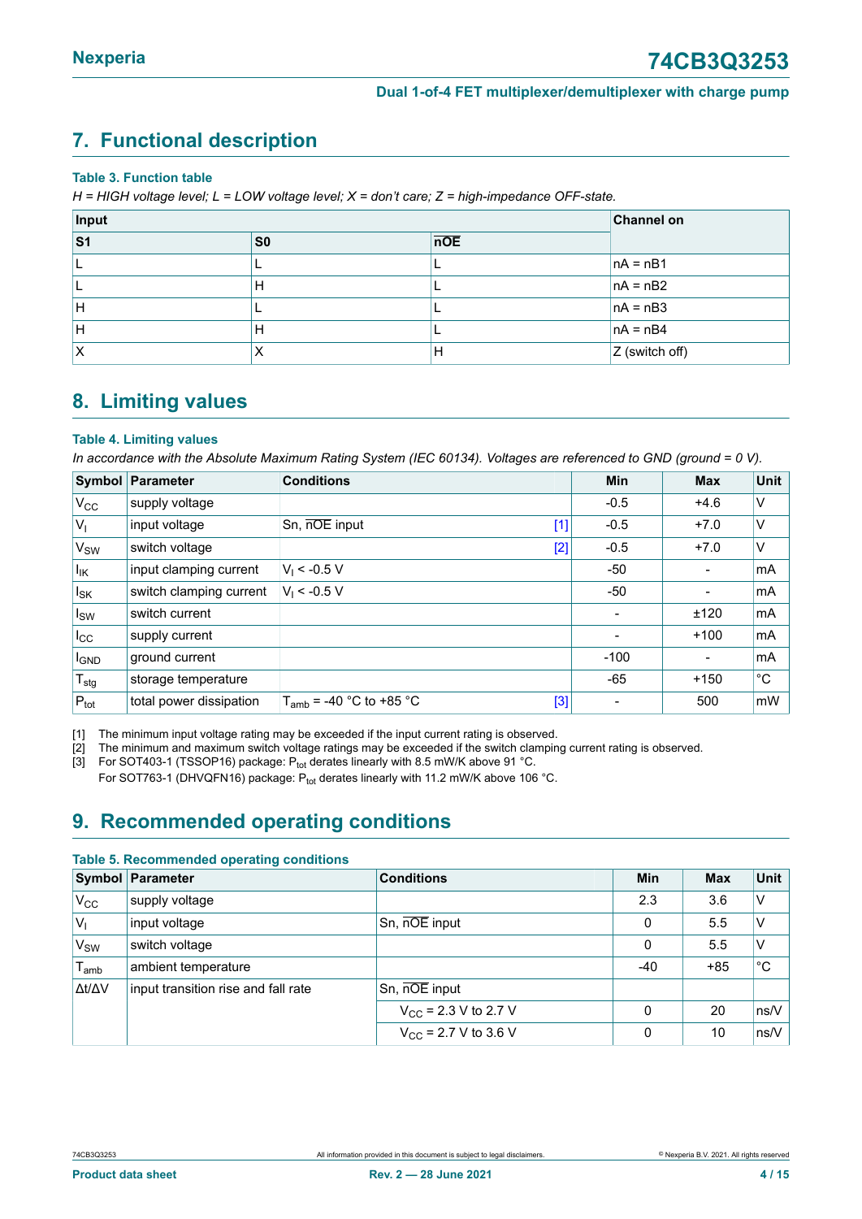## 7. Functional description

**Table 3. Function table**

*H = HIGH voltage level; L = LOW voltage level; X = don't care; Z = high-impedance OFF-state.*

| Input | | | Channel on |
|---|---|---|---|
| S1 | S0 | $\overline{nOE}$ | |
| L | L | L | nA = nB1 |
| L | H | L | nA = nB2 |
| H | L | L | nA = nB3 |
| H | H | L | nA = nB4 |
| X | X | H | Z (switch off) |

## 8. Limiting values

**Table 4. Limiting values**

*In accordance with the Absolute Maximum Rating System (IEC 60134). Voltages are referenced to GND (ground = 0 V).*

| Symbol | Parameter | Conditions | | Min | Max | Unit |
|---|---|---|---|---|---|---|
| $V_{CC}$ | supply voltage | | | -0.5 | +4.6 | V |
| $V_I$ | input voltage | Sn, $\overline{nOE}$ input | [1] | -0.5 | +7.0 | V |
| $V_{SW}$ | switch voltage | | [2] | -0.5 | +7.0 | V |
| $I_{IK}$ | input clamping current | $V_I$ < -0.5 V | | -50 | - | mA |
| $I_{SK}$ | switch clamping current | $V_I$ < -0.5 V | | -50 | - | mA |
| $I_{SW}$ | switch current | | | - | ±120 | mA |
| $I_{CC}$ | supply current | | | - | +100 | mA |
| $I_{GND}$ | ground current | | | -100 | - | mA |
| $T_{stg}$ | storage temperature | | | -65 | +150 | °C |
| $P_{tot}$ | total power dissipation | $T_{amb}$ = -40 °C to +85 °C | [3] | - | 500 | mW |

[1] The minimum input voltage rating may be exceeded if the input current rating is observed.

[2] The minimum and maximum switch voltage ratings may be exceeded if the switch clamping current rating is observed.

[3] For SOT403-1 (TSSOP16) package: $P_{tot}$ derates linearly with 8.5 mW/K above 91 °C.
For SOT763-1 (DHVQFN16) package: $P_{tot}$ derates linearly with 11.2 mW/K above 106 °C.

## 9. Recommended operating conditions

**Table 5. Recommended operating conditions**

| Symbol | Parameter | Conditions | Min | Max | Unit |
|---|---|---|---|---|---|
| $V_{CC}$ | supply voltage | | 2.3 | 3.6 | V |
| $V_I$ | input voltage | Sn, $\overline{nOE}$ input | 0 | 5.5 | V |
| $V_{SW}$ | switch voltage | | 0 | 5.5 | V |
| $T_{amb}$ | ambient temperature | | -40 | +85 | °C |
| $\Delta t/\Delta V$ | input transition rise and fall rate | Sn, $\overline{nOE}$ input | | | |
| | | $V_{CC}$ = 2.3 V to 2.7 V | 0 | 20 | ns/V |
| | | $V_{CC}$ = 2.7 V to 3.6 V | 0 | 10 | ns/V |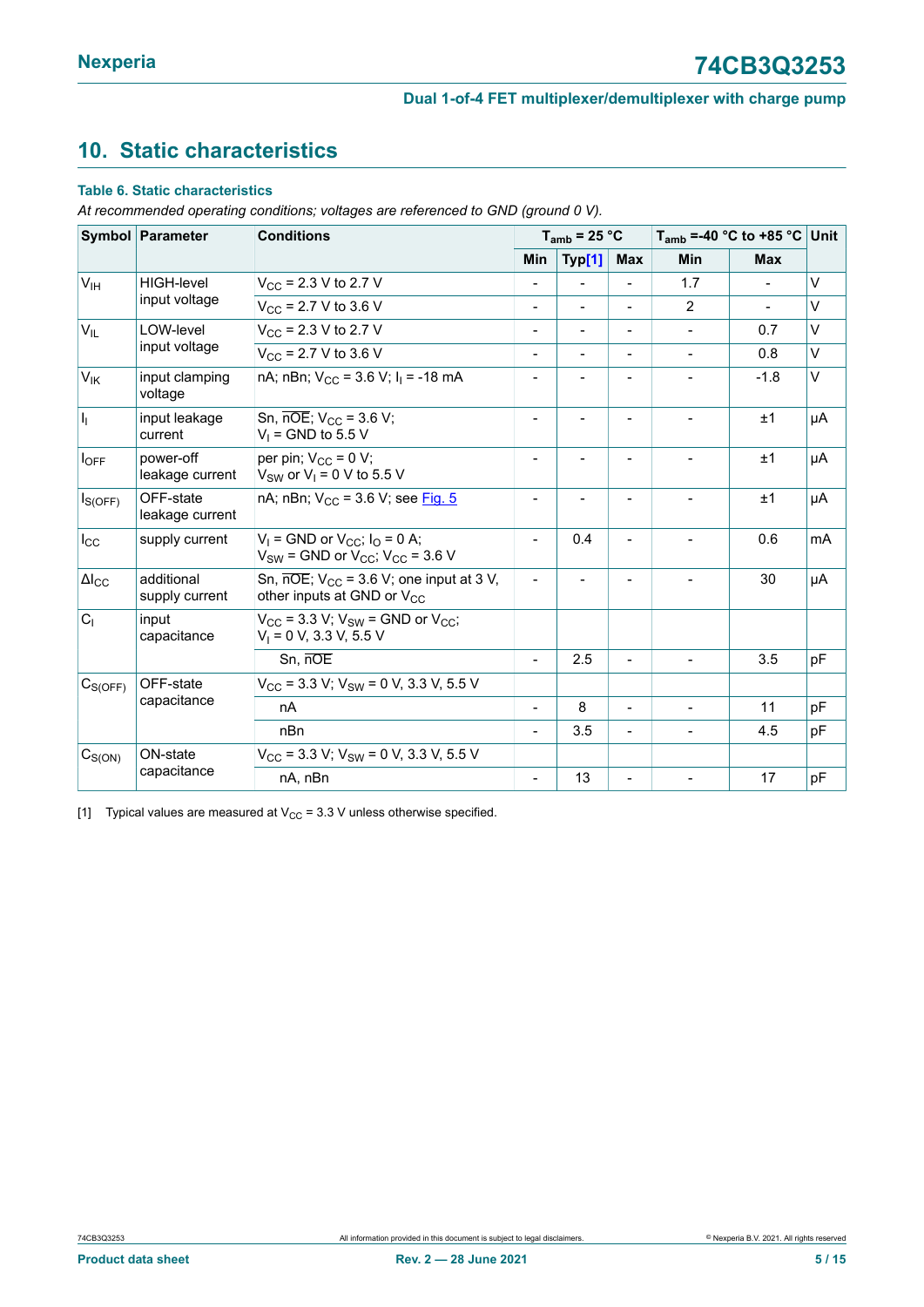## 10. Static characteristics

**Table 6. Static characteristics**

*At recommended operating conditions; voltages are referenced to GND (ground 0 V).*

| Symbol | Parameter | Conditions | $T_{amb}$ = 25 °C | | | $T_{amb}$ = -40 °C to +85 °C | | Unit |
|---|---|---|---|---|---|---|---|---|
| | | | Min | Typ[1] | Max | Min | Max | |
| $V_{IH}$ | HIGH-level input voltage | $V_{CC}$ = 2.3 V to 2.7 V | - | - | - | 1.7 | - | V |
| | | $V_{CC}$ = 2.7 V to 3.6 V | - | - | - | 2 | - | V |
| $V_{IL}$ | LOW-level input voltage | $V_{CC}$ = 2.3 V to 2.7 V | - | - | - | - | 0.7 | V |
| | | $V_{CC}$ = 2.7 V to 3.6 V | - | - | - | - | 0.8 | V |
| $V_{IK}$ | input clamping voltage | nA; nBn; $V_{CC}$ = 3.6 V; $I_I$ = -18 mA | - | - | - | - | -1.8 | V |
| $I_I$ | input leakage current | Sn, $\overline{nOE}$; $V_{CC}$ = 3.6 V; $V_I$ = GND to 5.5 V | - | - | - | - | ±1 | μA |
| $I_{OFF}$ | power-off leakage current | per pin; $V_{CC}$ = 0 V; $V_{SW}$ or $V_I$ = 0 V to 5.5 V | - | - | - | - | ±1 | μA |
| $I_{S(OFF)}$ | OFF-state leakage current | nA; nBn; $V_{CC}$ = 3.6 V; see Fig. 5 | - | - | - | - | ±1 | μA |
| $I_{CC}$ | supply current | $V_I$ = GND or $V_{CC}$; $I_O$ = 0 A; $V_{SW}$ = GND or $V_{CC}$; $V_{CC}$ = 3.6 V | - | 0.4 | - | - | 0.6 | mA |
| $\Delta I_{CC}$ | additional supply current | Sn, $\overline{nOE}$; $V_{CC}$ = 3.6 V; one input at 3 V, other inputs at GND or $V_{CC}$ | - | - | - | - | 30 | μA |
| $C_I$ | input capacitance | $V_{CC}$ = 3.3 V; $V_{SW}$ = GND or $V_{CC}$; $V_I$ = 0 V, 3.3 V, 5.5 V | | | | | | |
| | | Sn, $\overline{nOE}$ | - | 2.5 | - | - | 3.5 | pF |
| $C_{S(OFF)}$ | OFF-state capacitance | $V_{CC}$ = 3.3 V; $V_{SW}$ = 0 V, 3.3 V, 5.5 V | | | | | | |
| | | nA | - | 8 | - | - | 11 | pF |
| | | nBn | - | 3.5 | - | - | 4.5 | pF |
| $C_{S(ON)}$ | ON-state capacitance | $V_{CC}$ = 3.3 V; $V_{SW}$ = 0 V, 3.3 V, 5.5 V | | | | | | |
| | | nA, nBn | - | 13 | - | - | 17 | pF |

[1] Typical values are measured at $V_{CC}$ = 3.3 V unless otherwise specified.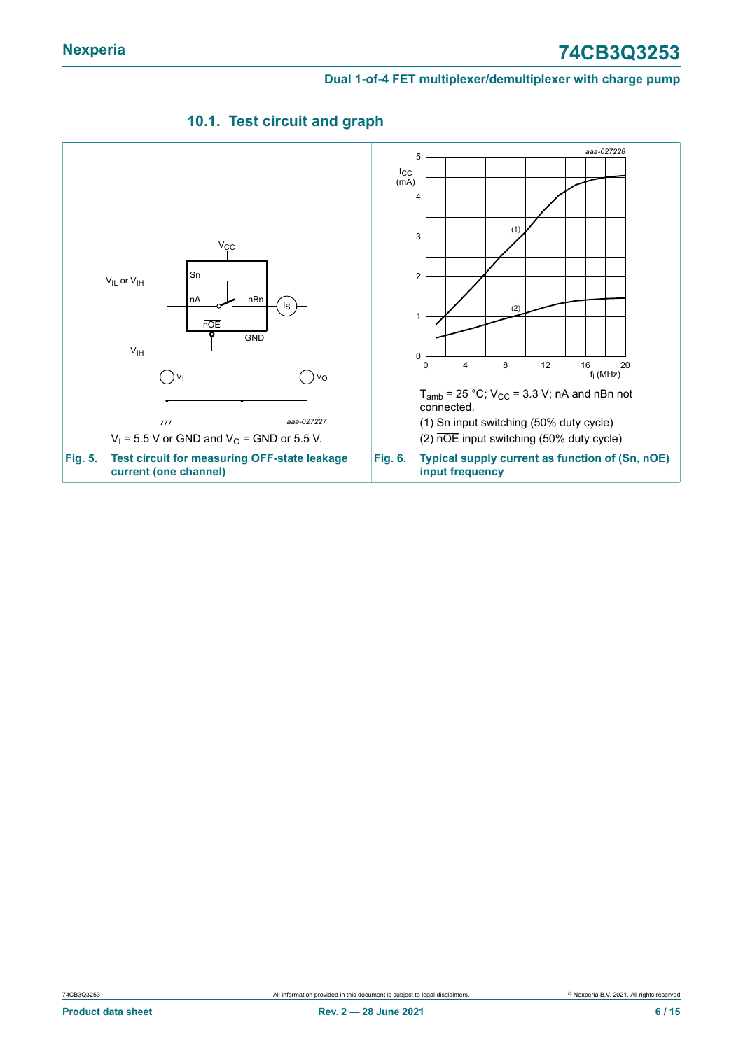### 10.1. Test circuit and graph

$V_I$ = 5.5 V or GND and $V_O$ = GND or 5.5 V.

**Fig. 5. Test circuit for measuring OFF-state leakage current (one channel)**

$T_{amb}$ = 25 °C; $V_{CC}$ = 3.3 V; nA and nBn not connected.

(1) Sn input switching (50% duty cycle)

(2) $\overline{nOE}$ input switching (50% duty cycle)

**Fig. 6. Typical supply current as function of (Sn, $\overline{nOE}$) input frequency**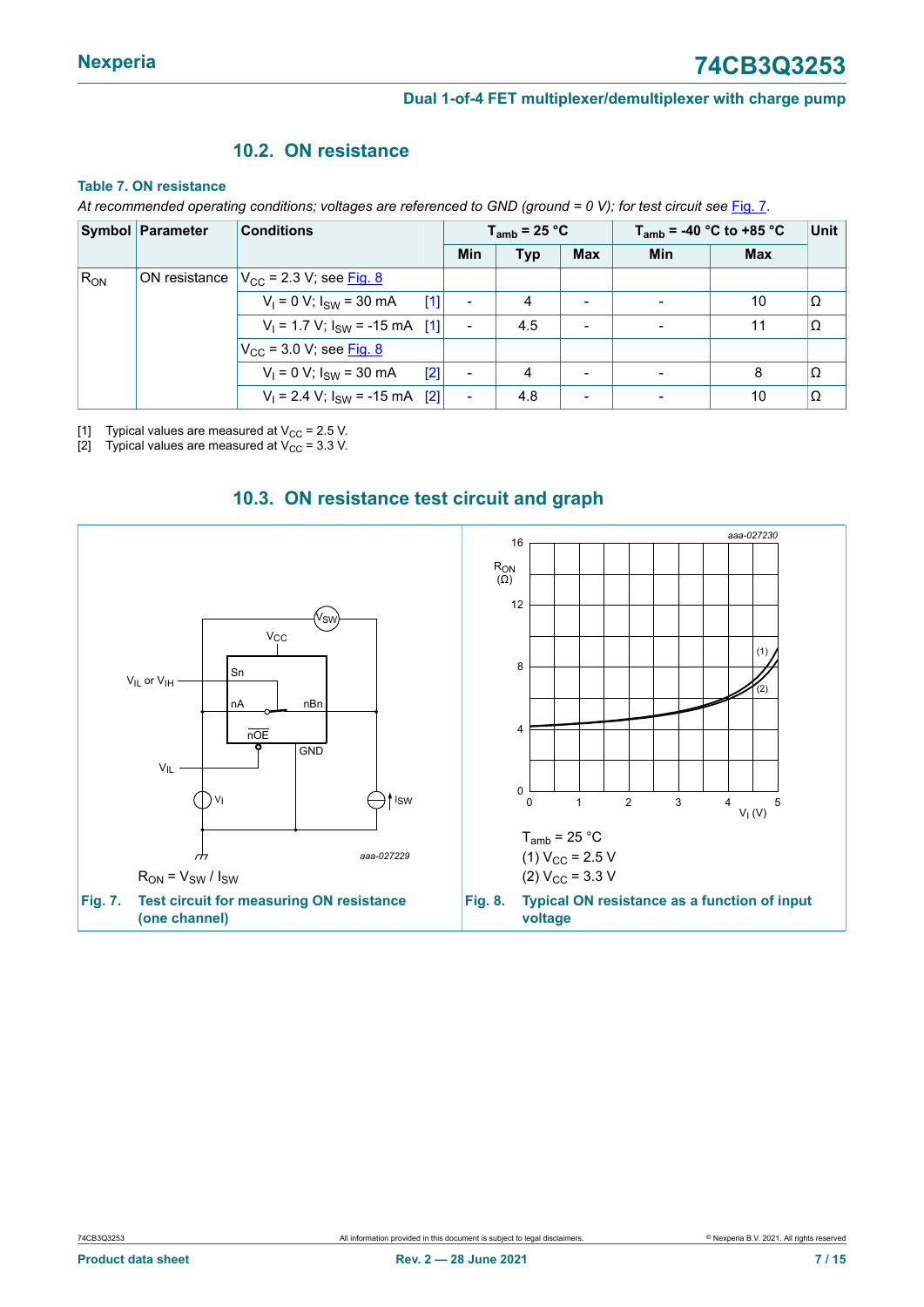## 10.2. ON resistance

**Table 7. ON resistance**

*At recommended operating conditions; voltages are referenced to GND (ground = 0 V); for test circuit see Fig. 7.*

| Symbol | Parameter | Conditions | | $T_{amb}$ = 25 °C | | | $T_{amb}$ = -40 °C to +85 °C | | Unit |
|---|---|---|---|---|---|---|---|---|---|
| | | | | Min | Typ | Max | Min | Max | |
| $R_{ON}$ | ON resistance | $V_{CC}$ = 2.3 V; see Fig. 8 | | | | | | | |
| | | $V_I$ = 0 V; $I_{SW}$ = 30 mA | [1] | - | 4 | - | - | 10 | Ω |
| | | $V_I$ = 1.7 V; $I_{SW}$ = -15 mA | [1] | - | 4.5 | - | - | 11 | Ω |
| | | $V_{CC}$ = 3.0 V; see Fig. 8 | | | | | | | |
| | | $V_I$ = 0 V; $I_{SW}$ = 30 mA | [2] | - | 4 | - | - | 8 | Ω |
| | | $V_I$ = 2.4 V; $I_{SW}$ = -15 mA | [2] | - | 4.8 | - | - | 10 | Ω |

[1] Typical values are measured at $V_{CC}$ = 2.5 V.
[2] Typical values are measured at $V_{CC}$ = 3.3 V.

## 10.3. ON resistance test circuit and graph

$R_{ON} = V_{SW} / I_{SW}$

**Fig. 7. Test circuit for measuring ON resistance (one channel)**

$T_{amb}$ = 25 °C
(1) $V_{CC}$ = 2.5 V
(2) $V_{CC}$ = 3.3 V

**Fig. 8. Typical ON resistance as a function of input voltage**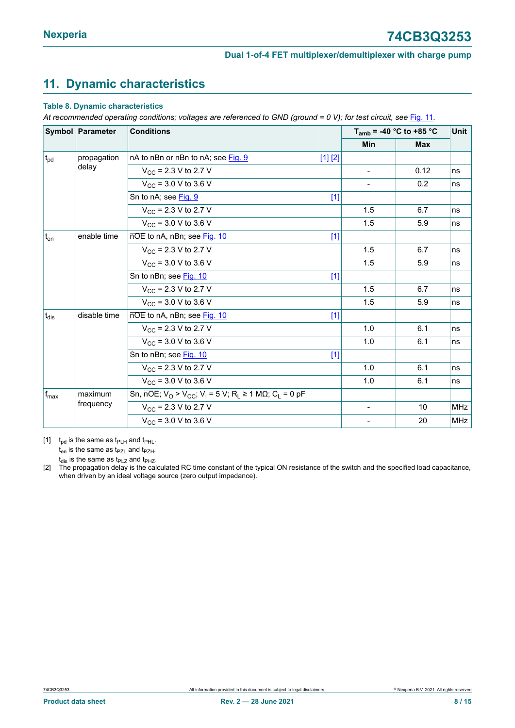## 11. Dynamic characteristics

**Table 8. Dynamic characteristics**

*At recommended operating conditions; voltages are referenced to GND (ground = 0 V); for test circuit, see Fig. 11.*

| Symbol | Parameter | Conditions | | $T_{amb}$ = -40 °C to +85 °C | | Unit |
|---|---|---|---|---|---|---|
| | | | | Min | Max | |
| $t_{pd}$ | propagation delay | nA to nBn or nBn to nA; see Fig. 9 | [1] [2] | | | |
| | | $V_{CC}$ = 2.3 V to 2.7 V | | - | 0.12 | ns |
| | | $V_{CC}$ = 3.0 V to 3.6 V | | - | 0.2 | ns |
| | | Sn to nA; see Fig. 9 | [1] | | | |
| | | $V_{CC}$ = 2.3 V to 2.7 V | | 1.5 | 6.7 | ns |
| | | $V_{CC}$ = 3.0 V to 3.6 V | | 1.5 | 5.9 | ns |
| $t_{en}$ | enable time | $\overline{nOE}$ to nA, nBn; see Fig. 10 | [1] | | | |
| | | $V_{CC}$ = 2.3 V to 2.7 V | | 1.5 | 6.7 | ns |
| | | $V_{CC}$ = 3.0 V to 3.6 V | | 1.5 | 5.9 | ns |
| | | Sn to nBn; see Fig. 10 | [1] | | | |
| | | $V_{CC}$ = 2.3 V to 2.7 V | | 1.5 | 6.7 | ns |
| | | $V_{CC}$ = 3.0 V to 3.6 V | | 1.5 | 5.9 | ns |
| $t_{dis}$ | disable time | $\overline{nOE}$ to nA, nBn; see Fig. 10 | [1] | | | |
| | | $V_{CC}$ = 2.3 V to 2.7 V | | 1.0 | 6.1 | ns |
| | | $V_{CC}$ = 3.0 V to 3.6 V | | 1.0 | 6.1 | ns |
| | | Sn to nBn; see Fig. 10 | [1] | | | |
| | | $V_{CC}$ = 2.3 V to 2.7 V | | 1.0 | 6.1 | ns |
| | | $V_{CC}$ = 3.0 V to 3.6 V | | 1.0 | 6.1 | ns |
| $f_{max}$ | maximum frequency | Sn, $\overline{nOE}$; $V_O > V_{CC}$; $V_I$ = 5 V; $R_L \geq 1$ MΩ; $C_L$ = 0 pF | | | | |
| | | $V_{CC}$ = 2.3 V to 2.7 V | | - | 10 | MHz |
| | | $V_{CC}$ = 3.0 V to 3.6 V | | - | 20 | MHz |

[1] $t_{pd}$ is the same as $t_{PLH}$ and $t_{PHL}$.
$t_{en}$ is the same as $t_{PZL}$ and $t_{PZH}$.
$t_{dis}$ is the same as $t_{PLZ}$ and $t_{PHZ}$.

[2] The propagation delay is the calculated RC time constant of the typical ON resistance of the switch and the specified load capacitance, when driven by an ideal voltage source (zero output impedance).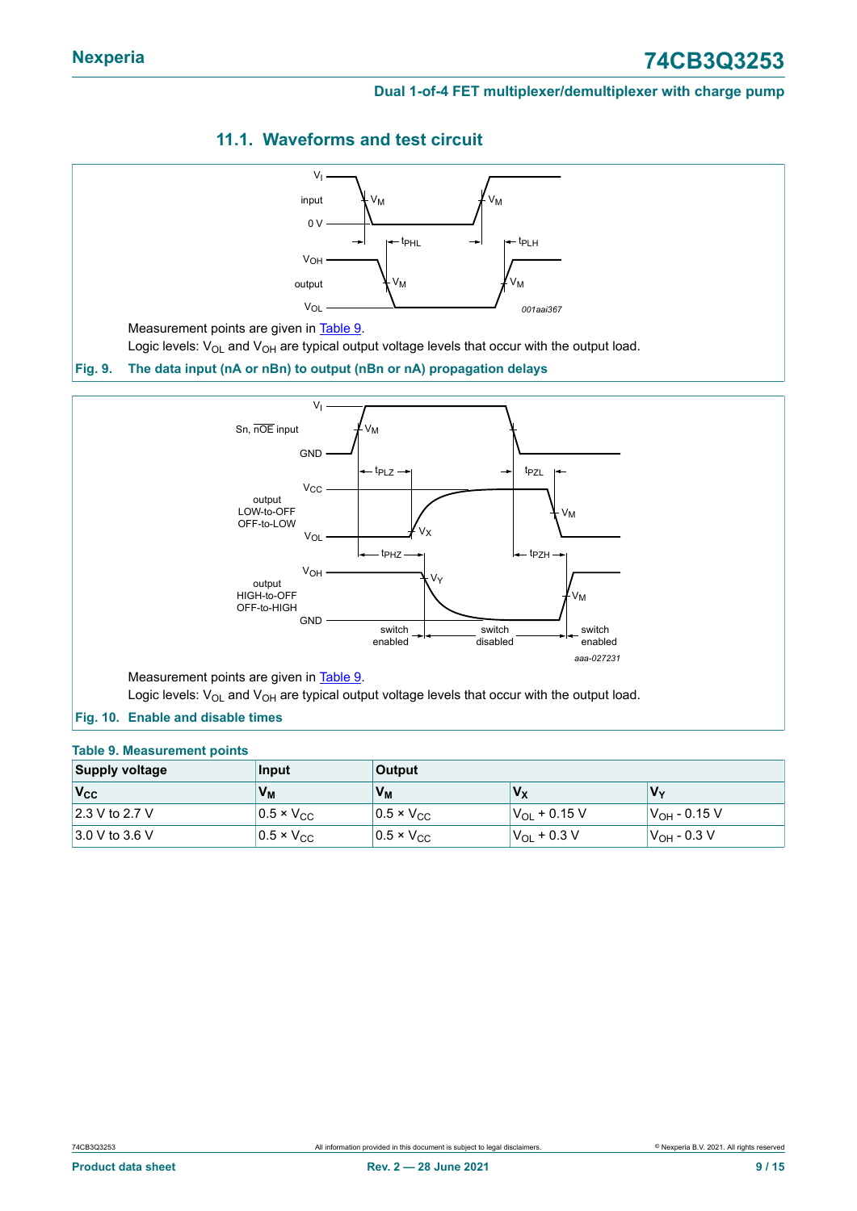## 11.1. Waveforms and test circuit

Measurement points are given in Table 9.

Logic levels: $V_{OL}$ and $V_{OH}$ are typical output voltage levels that occur with the output load.

**Fig. 9. The data input (nA or nBn) to output (nBn or nA) propagation delays**

Measurement points are given in Table 9.

Logic levels: $V_{OL}$ and $V_{OH}$ are typical output voltage levels that occur with the output load.

**Fig. 10. Enable and disable times**

**Table 9. Measurement points**

| Supply voltage | Input | Output | | |
|---|---|---|---|---|
| $V_{CC}$ | $V_M$ | $V_M$ | $V_X$ | $V_Y$ |
| 2.3 V to 2.7 V | 0.5 × $V_{CC}$ | 0.5 × $V_{CC}$ | $V_{OL}$ + 0.15 V | $V_{OH}$ - 0.15 V |
| 3.0 V to 3.6 V | 0.5 × $V_{CC}$ | 0.5 × $V_{CC}$ | $V_{OL}$ + 0.3 V | $V_{OH}$ - 0.3 V |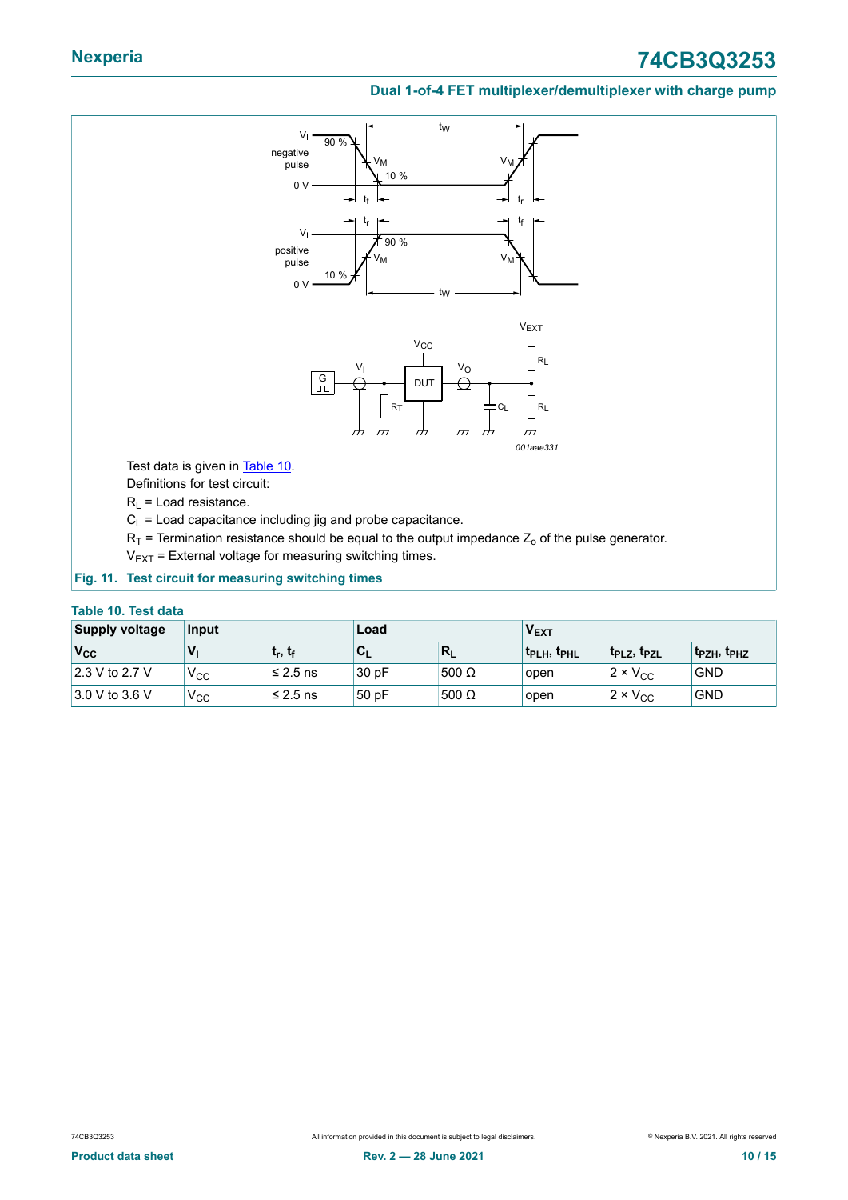Test data is given in Table 10.

Definitions for test circuit:

$R_L$ = Load resistance.

$C_L$ = Load capacitance including jig and probe capacitance.

$R_T$ = Termination resistance should be equal to the output impedance $Z_o$ of the pulse generator.

$V_{EXT}$ = External voltage for measuring switching times.

**Fig. 11. Test circuit for measuring switching times**

**Table 10. Test data**

| Supply voltage | Input | | Load | | $V_{EXT}$ | | |
|---|---|---|---|---|---|---|---|
| $V_{CC}$ | $V_I$ | $t_r$, $t_f$ | $C_L$ | $R_L$ | $t_{PLH}$, $t_{PHL}$ | $t_{PLZ}$, $t_{PZL}$ | $t_{PZH}$, $t_{PHZ}$ |
| 2.3 V to 2.7 V | $V_{CC}$ | ≤ 2.5 ns | 30 pF | 500 Ω | open | 2 × $V_{CC}$ | GND |
| 3.0 V to 3.6 V | $V_{CC}$ | ≤ 2.5 ns | 50 pF | 500 Ω | open | 2 × $V_{CC}$ | GND |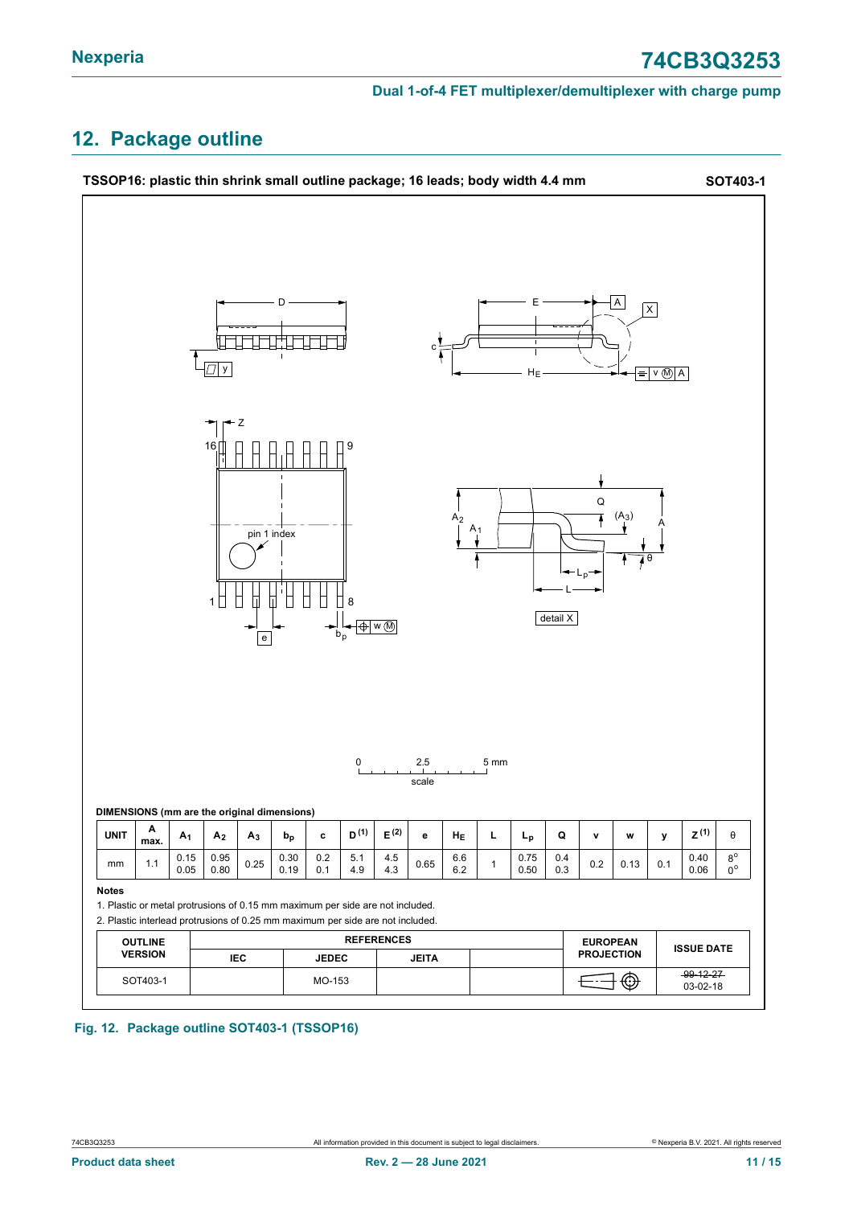## 12. Package outline

**TSSOP16: plastic thin shrink small outline package; 16 leads; body width 4.4 mm** **SOT403-1**

**DIMENSIONS (mm are the original dimensions)**

| UNIT | A max. | $A_1$ | $A_2$ | $A_3$ | $b_p$ | c | D (1) | E (2) | e | $H_E$ | L | $L_p$ | Q | v | w | y | Z (1) | θ |
|---|---|---|---|---|---|---|---|---|---|---|---|---|---|---|---|---|---|---|
| mm | 1.1 | 0.15<br>0.05 | 0.95<br>0.80 | 0.25 | 0.30<br>0.19 | 0.2<br>0.1 | 5.1<br>4.9 | 4.5<br>4.3 | 0.65 | 6.6<br>6.2 | 1 | 0.75<br>0.50 | 0.4<br>0.3 | 0.2 | 0.13 | 0.1 | 0.40<br>0.06 | 8°<br>0° |

**Notes**

1. Plastic or metal protrusions of 0.15 mm maximum per side are not included.
2. Plastic interlead protrusions of 0.25 mm maximum per side are not included.

| OUTLINE VERSION | REFERENCES | | | | EUROPEAN PROJECTION | ISSUE DATE |
|---|---|---|---|---|---|---|
| | IEC | JEDEC | JEITA | | | |
| SOT403-1 | | MO-153 | | | | ~~99-12-27~~<br>03-02-18 |

**Fig. 12. Package outline SOT403-1 (TSSOP16)**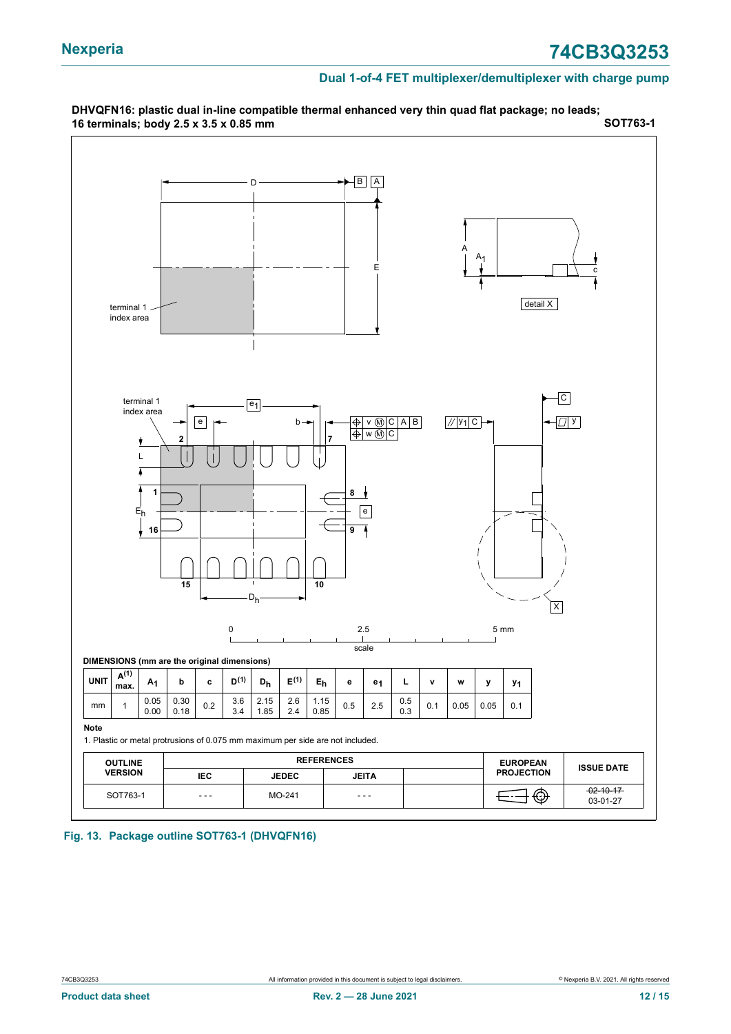**DHVQFN16: plastic dual in-line compatible thermal enhanced very thin quad flat package; no leads; 16 terminals; body 2.5 x 3.5 x 0.85 mm** **SOT763-1**

**DIMENSIONS (mm are the original dimensions)**

| UNIT | A(1) max. | $A_1$ | b | c | D(1) | $D_h$ | E(1) | $E_h$ | e | $e_1$ | L | v | w | y | $y_1$ |
|---|---|---|---|---|---|---|---|---|---|---|---|---|---|---|---|
| mm | 1 | 0.05<br>0.00 | 0.30<br>0.18 | 0.2 | 3.6<br>3.4 | 2.15<br>1.85 | 2.6<br>2.4 | 1.15<br>0.85 | 0.5 | 2.5 | 0.5<br>0.3 | 0.1 | 0.05 | 0.05 | 0.1 |

**Note**

1. Plastic or metal protrusions of 0.075 mm maximum per side are not included.

| OUTLINE VERSION | REFERENCES | | | | EUROPEAN PROJECTION | ISSUE DATE |
|---|---|---|---|---|---|---|
| | IEC | JEDEC | JEITA | | | |
| SOT763-1 | - - - | MO-241 | - - - | | | ~~02-10-17~~<br>03-01-27 |

**Fig. 13. Package outline SOT763-1 (DHVQFN16)**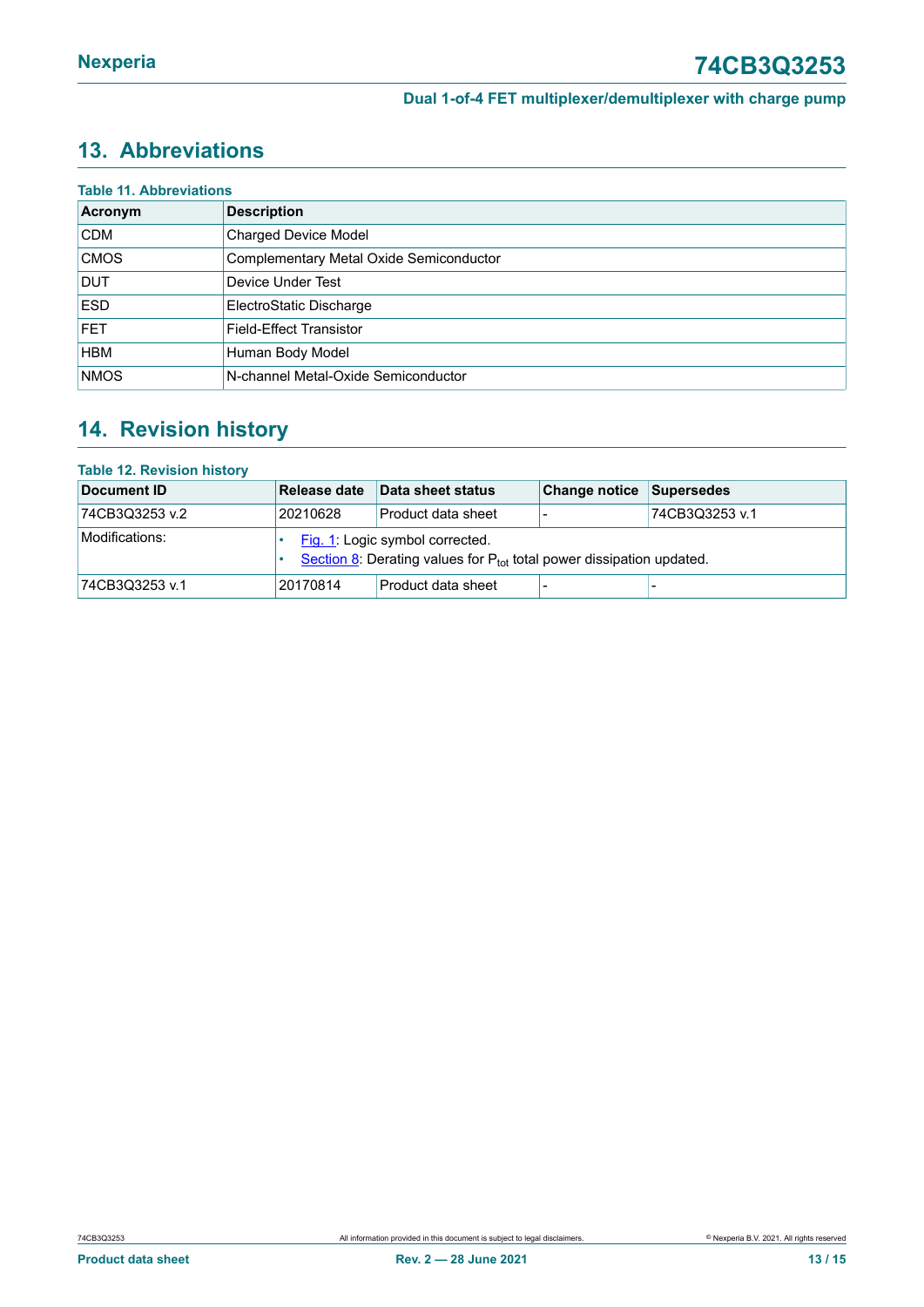## 13. Abbreviations

**Table 11. Abbreviations**

| Acronym | Description |
|---|---|
| CDM | Charged Device Model |
| CMOS | Complementary Metal Oxide Semiconductor |
| DUT | Device Under Test |
| ESD | ElectroStatic Discharge |
| FET | Field-Effect Transistor |
| HBM | Human Body Model |
| NMOS | N-channel Metal-Oxide Semiconductor |

## 14. Revision history

**Table 12. Revision history**

| Document ID | Release date | Data sheet status | Change notice | Supersedes |
|---|---|---|---|---|
| 74CB3Q3253 v.2 | 20210628 | Product data sheet | - | 74CB3Q3253 v.1 |
| Modifications: | • Fig. 1: Logic symbol corrected.<br>• Section 8: Derating values for $P_{tot}$ total power dissipation updated. | | | |
| 74CB3Q3253 v.1 | 20170814 | Product data sheet | - | - |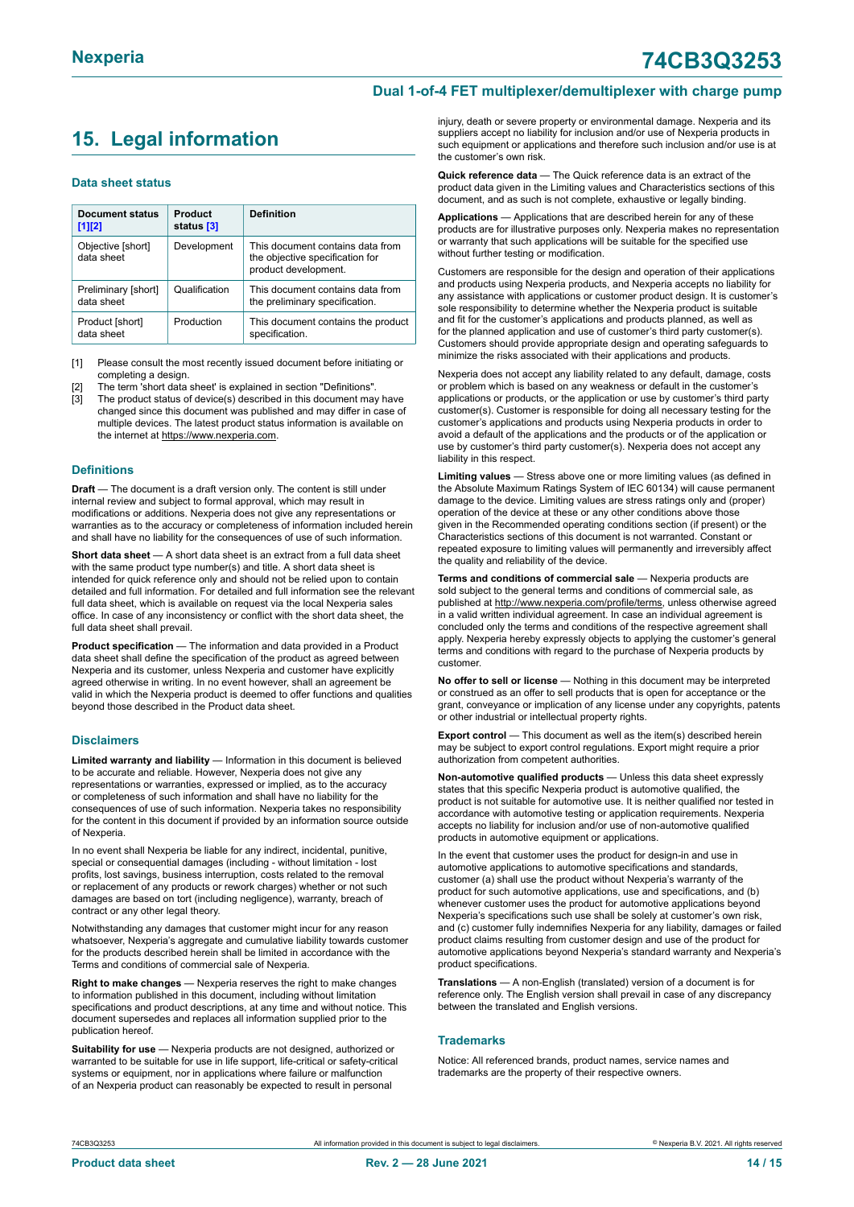## 15. Legal information

### Data sheet status

| Document status [1][2] | Product status [3] | Definition |
|---|---|---|
| Objective [short] data sheet | Development | This document contains data from the objective specification for product development. |
| Preliminary [short] data sheet | Qualification | This document contains data from the preliminary specification. |
| Product [short] data sheet | Production | This document contains the product specification. |

[1] Please consult the most recently issued document before initiating or completing a design.

[2] The term 'short data sheet' is explained in section "Definitions".

[3] The product status of device(s) described in this document may have changed since this document was published and may differ in case of multiple devices. The latest product status information is available on the internet at https://www.nexperia.com.

### Definitions

**Draft** — The document is a draft version only. The content is still under internal review and subject to formal approval, which may result in modifications or additions. Nexperia does not give any representations or warranties as to the accuracy or completeness of information included herein and shall have no liability for the consequences of use of such information.

**Short data sheet** — A short data sheet is an extract from a full data sheet with the same product type number(s) and title. A short data sheet is intended for quick reference only and should not be relied upon to contain detailed and full information. For detailed and full information see the relevant full data sheet, which is available on request via the local Nexperia sales office. In case of any inconsistency or conflict with the short data sheet, the full data sheet shall prevail.

**Product specification** — The information and data provided in a Product data sheet shall define the specification of the product as agreed between Nexperia and its customer, unless Nexperia and customer have explicitly agreed otherwise in writing. In no event however, shall an agreement be valid in which the Nexperia product is deemed to offer functions and qualities beyond those described in the Product data sheet.

### Disclaimers

**Limited warranty and liability** — Information in this document is believed to be accurate and reliable. However, Nexperia does not give any representations or warranties, expressed or implied, as to the accuracy or completeness of such information and shall have no liability for the consequences of use of such information. Nexperia takes no responsibility for the content in this document if provided by an information source outside of Nexperia.

In no event shall Nexperia be liable for any indirect, incidental, punitive, special or consequential damages (including - without limitation - lost profits, lost savings, business interruption, costs related to the removal or replacement of any products or rework charges) whether or not such damages are based on tort (including negligence), warranty, breach of contract or any other legal theory.

Notwithstanding any damages that customer might incur for any reason whatsoever, Nexperia's aggregate and cumulative liability towards customer for the products described herein shall be limited in accordance with the Terms and conditions of commercial sale of Nexperia.

**Right to make changes** — Nexperia reserves the right to make changes to information published in this document, including without limitation specifications and product descriptions, at any time and without notice. This document supersedes and replaces all information supplied prior to the publication hereof.

**Suitability for use** — Nexperia products are not designed, authorized or warranted to be suitable for use in life support, life-critical or safety-critical systems or equipment, nor in applications where failure or malfunction of an Nexperia product can reasonably be expected to result in personal injury, death or severe property or environmental damage. Nexperia and its suppliers accept no liability for inclusion and/or use of Nexperia products in such equipment or applications and therefore such inclusion and/or use is at the customer's own risk.

**Quick reference data** — The Quick reference data is an extract of the product data given in the Limiting values and Characteristics sections of this document, and as such is not complete, exhaustive or legally binding.

**Applications** — Applications that are described herein for any of these products are for illustrative purposes only. Nexperia makes no representation or warranty that such applications will be suitable for the specified use without further testing or modification.

Customers are responsible for the design and operation of their applications and products using Nexperia products, and Nexperia accepts no liability for any assistance with applications or customer product design. It is customer's sole responsibility to determine whether the Nexperia product is suitable and fit for the customer's applications and products planned, as well as for the planned application and use of customer's third party customer(s). Customers should provide appropriate design and operating safeguards to minimize the risks associated with their applications and products.

Nexperia does not accept any liability related to any default, damage, costs or problem which is based on any weakness or default in the customer's applications or products, or the application or use by customer's third party customer(s). Customer is responsible for doing all necessary testing for the customer's applications and products using Nexperia products in order to avoid a default of the applications and the products or of the application or use by customer's third party customer(s). Nexperia does not accept any liability in this respect.

**Limiting values** — Stress above one or more limiting values (as defined in the Absolute Maximum Ratings System of IEC 60134) will cause permanent damage to the device. Limiting values are stress ratings only and (proper) operation of the device at these or any other conditions above those given in the Recommended operating conditions section (if present) or the Characteristics sections of this document is not warranted. Constant or repeated exposure to limiting values will permanently and irreversibly affect the quality and reliability of the device.

**Terms and conditions of commercial sale** — Nexperia products are sold subject to the general terms and conditions of commercial sale, as published at http://www.nexperia.com/profile/terms, unless otherwise agreed in a valid written individual agreement. In case an individual agreement is concluded only the terms and conditions of the respective agreement shall apply. Nexperia hereby expressly objects to applying the customer's general terms and conditions with regard to the purchase of Nexperia products by customer.

**No offer to sell or license** — Nothing in this document may be interpreted or construed as an offer to sell products that is open for acceptance or the grant, conveyance or implication of any license under any copyrights, patents or other industrial or intellectual property rights.

**Export control** — This document as well as the item(s) described herein may be subject to export control regulations. Export might require a prior authorization from competent authorities.

**Non-automotive qualified products** — Unless this data sheet expressly states that this specific Nexperia product is automotive qualified, the product is not suitable for automotive use. It is neither qualified nor tested in accordance with automotive testing or application requirements. Nexperia accepts no liability for inclusion and/or use of non-automotive qualified products in automotive equipment or applications.

In the event that customer uses the product for design-in and use in automotive applications to automotive specifications and standards, customer (a) shall use the product without Nexperia's warranty of the product for such automotive applications, use and specifications, and (b) whenever customer uses the product for automotive applications beyond Nexperia's specifications such use shall be solely at customer's own risk, and (c) customer fully indemnifies Nexperia for any liability, damages or failed product claims resulting from customer design and use of the product for automotive applications beyond Nexperia's standard warranty and Nexperia's product specifications.

**Translations** — A non-English (translated) version of a document is for reference only. The English version shall prevail in case of any discrepancy between the translated and English versions.

### Trademarks

Notice: All referenced brands, product names, service names and trademarks are the property of their respective owners.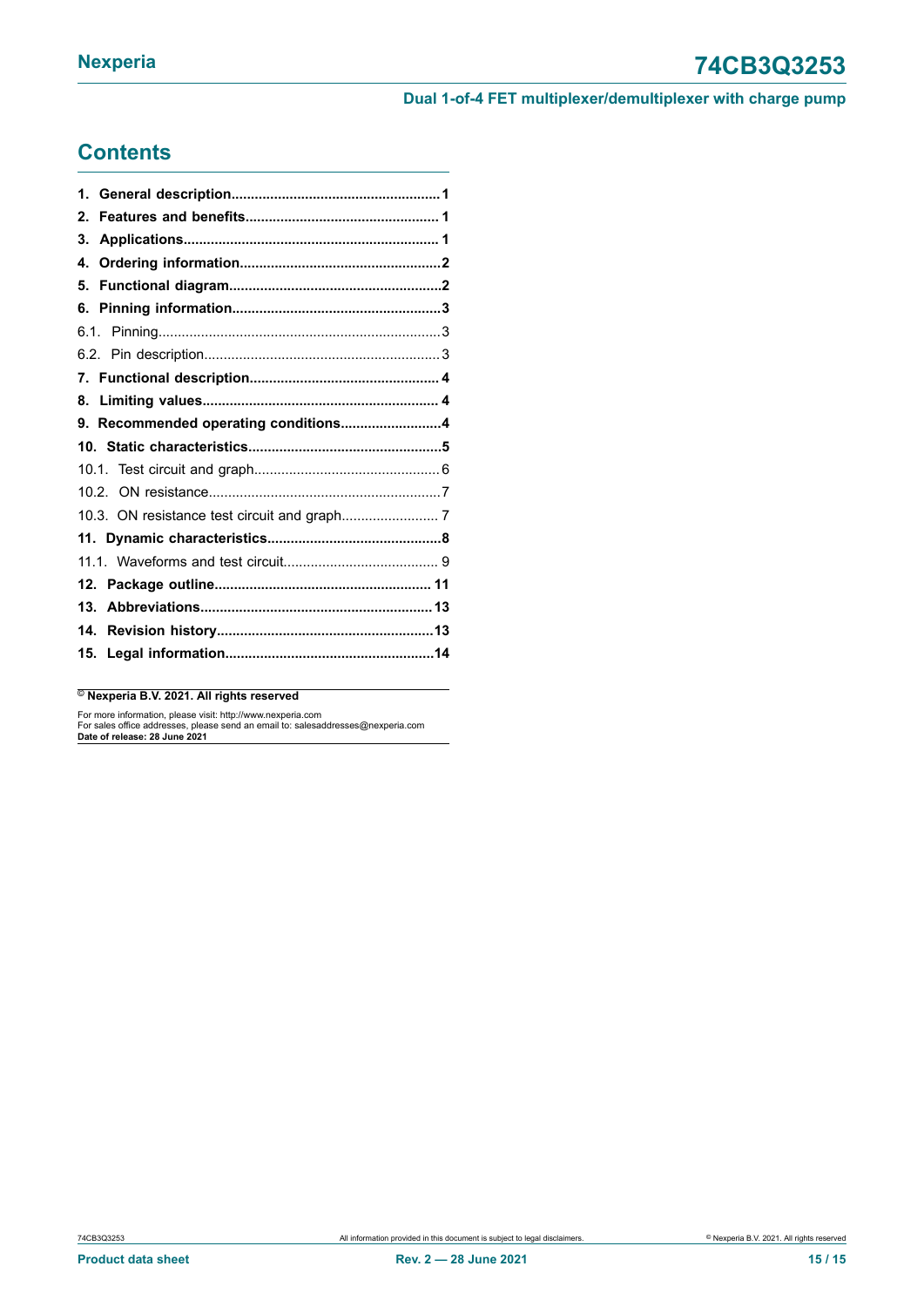## Contents

**1. General description**......................................................1
**2. Features and benefits**.................................................1
**3. Applications**.................................................................1
**4. Ordering information**...................................................2
**5. Functional diagram**......................................................2
**6. Pinning information**.....................................................3
6.1. Pinning........................................................................3
6.2. Pin description.............................................................3
**7. Functional description**................................................4
**8. Limiting values**............................................................4
**9. Recommended operating conditions**..........................4
**10. Static characteristics**.................................................5
10.1. Test circuit and graph................................................6
10.2. ON resistance............................................................7
10.3. ON resistance test circuit and graph.........................7
**11. Dynamic characteristics**............................................8
11.1. Waveforms and test circuit.......................................9
**12. Package outline**.........................................................11
**13. Abbreviations**.............................................................13
**14. Revision history**.........................................................13
**15. Legal information**.......................................................14

**© Nexperia B.V. 2021. All rights reserved**

For more information, please visit: http://www.nexperia.com
For sales office addresses, please send an email to: salesaddresses@nexperia.com
**Date of release: 28 June 2021**